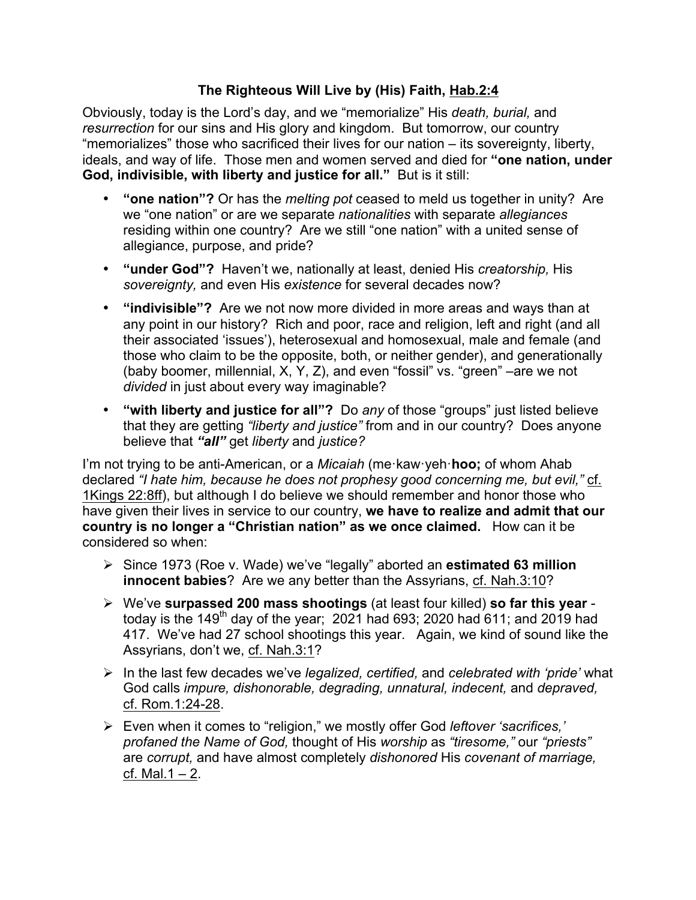# The Righteous Will Live by (His) Faith, Hab.2:4

Obviously, today is the Lord's day, and we "memorialize" His *death, burial,* and *resurrection* for our sins and His glory and kingdom. But tomorrow, our country "memorializes" those who sacrificed their lives for our nation – its sovereignty, liberty, ideals, and way of life. Those men and women served and died for **"one nation, under God, indivisible, with liberty and justice for all."** But is it still:

- **"one nation"?** Or has the *melting pot* ceased to meld us together in unity? Are we "one nation" or are we separate *nationalities* with separate *allegiances* residing within one country? Are we still "one nation" with a united sense of allegiance, purpose, and pride?
- **"under God"?** Haven't we, nationally at least, denied His *creatorship,* His *sovereignty,* and even His *existence* for several decades now?
- **"indivisible"?** Are we not now more divided in more areas and ways than at any point in our history? Rich and poor, race and religion, left and right (and all their associated 'issues'), heterosexual and homosexual, male and female (and those who claim to be the opposite, both, or neither gender), and generationally (baby boomer, millennial, X, Y, Z), and even "fossil" vs. "green" –are we not *divided* in just about every way imaginable?
- **"with liberty and justice for all"?** Do *any* of those "groups" just listed believe that they are getting *"liberty and justice"* from and in our country? Does anyone believe that ***"all"*** get *liberty* and *justice?*

I'm not trying to be anti-American, or a *Micaiah* (me·kaw·yeh·**hoo;** of whom Ahab declared *"I hate him, because he does not prophesy good concerning me, but evil,"* cf. 1Kings 22:8ff), but although I do believe we should remember and honor those who have given their lives in service to our country, **we have to realize and admit that our country is no longer a "Christian nation" as we once claimed.** How can it be considered so when:

- Since 1973 (Roe v. Wade) we've "legally" aborted an **estimated 63 million innocent babies**? Are we any better than the Assyrians, cf. Nah.3:10?
- We've **surpassed 200 mass shootings** (at least four killed) **so far this year** - today is the 149th day of the year; 2021 had 693; 2020 had 611; and 2019 had 417. We've had 27 school shootings this year. Again, we kind of sound like the Assyrians, don't we, cf. Nah.3:1?
- In the last few decades we've *legalized, certified,* and *celebrated with 'pride'* what God calls *impure, dishonorable, degrading, unnatural, indecent,* and *depraved,* cf. Rom.1:24-28.
- Even when it comes to "religion," we mostly offer God *leftover 'sacrifices,' profaned the Name of God,* thought of His *worship* as *"tiresome,"* our *"priests"* are *corrupt,* and have almost completely *dishonored* His *covenant of marriage,* cf. Mal.1 – 2.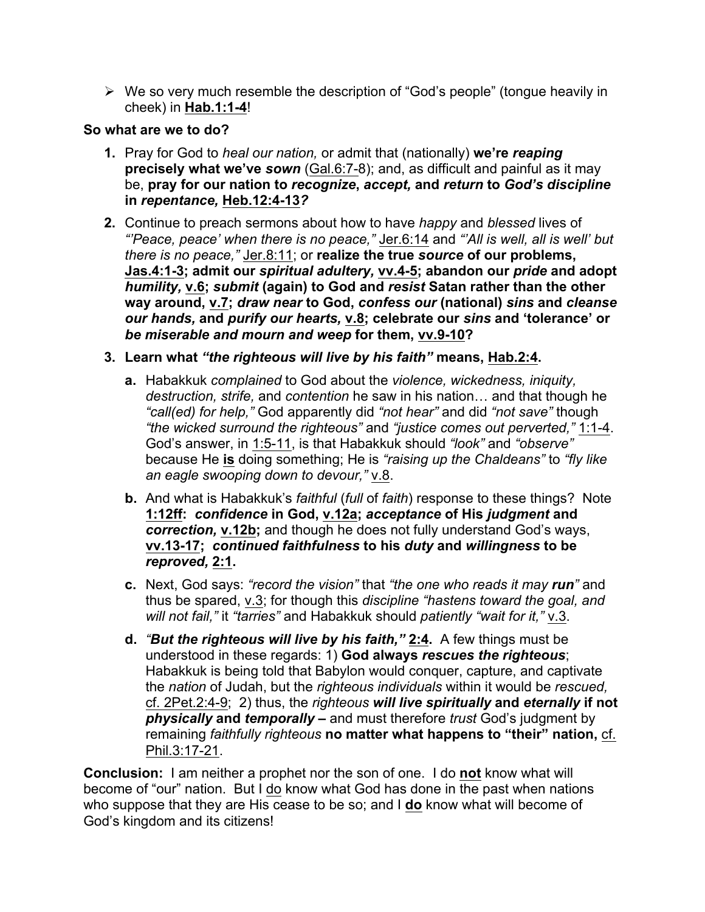- We so very much resemble the description of "God's people" (tongue heavily in cheek) in **Hab.1:1-4**!

**So what are we to do?**

1. Pray for God to *heal our nation,* or admit that (nationally) **we're *reaping* precisely what we've *sown*** (Gal.6:7-8); and, as difficult and painful as it may be, **pray for our nation to *recognize*, *accept,* and *return* to *God's discipline* in *repentance,* Heb.12:4-13*?***
2. Continue to preach sermons about how to have *happy* and *blessed* lives of *"'Peace, peace' when there is no peace,"* Jer.6:14 and *"'All is well, all is well' but there is no peace,"* Jer.8:11; or **realize the true *source* of our problems, Jas.4:1-3; admit our *spiritual adultery,* vv.4-5; abandon our *pride* and adopt *humility,* v.6; *submit* (again) to God and *resist* Satan rather than the other way around, v.7; *draw near* to God, *confess our* (national) *sins* and *cleanse our hands,* and *purify our hearts,* v.8; celebrate our *sins* and 'tolerance' or *be miserable and mourn and weep* for them, vv.9-10?**
3. **Learn what *"the righteous will live by his faith"* means, Hab.2:4.**
   a. Habakkuk *complained* to God about the *violence, wickedness, iniquity, destruction, strife,* and *contention* he saw in his nation… and that though he *"call(ed) for help,"* God apparently did *"not hear"* and did *"not save"* though *"the wicked surround the righteous"* and *"justice comes out perverted,"* 1:1-4. God's answer, in 1:5-11, is that Habakkuk should *"look"* and *"observe"* because He **is** doing something; He is *"raising up the Chaldeans"* to *"fly like an eagle swooping down to devour,"* v.8.
   b. And what is Habakkuk's *faithful* (*full* of *faith*) response to these things? Note **1:12ff: *confidence* in God, v.12a; *acceptance* of His *judgment* and *correction,* v.12b;** and though he does not fully understand God's ways, **vv.13-17; *continued faithfulness* to his *duty* and *willingness* to be *reproved,* 2:1.**
   c. Next, God says: *"record the vision"* that *"the one who reads it may **run**"* and thus be spared, v.3; for though this *discipline "hastens toward the goal, and will not fail,"* it *"tarries"* and Habakkuk should *patiently "wait for it,"* v.3.
   d. ***"But the righteous will live by his faith,"* 2:4.** A few things must be understood in these regards: 1) **God always *rescues the righteous***; Habakkuk is being told that Babylon would conquer, capture, and captivate the *nation* of Judah, but the *righteous individuals* within it would be *rescued,* cf. 2Pet.2:4-9; 2) thus, the *righteous* ***will live spiritually* and *eternally* if not *physically* and *temporally* –** and must therefore *trust* God's judgment by remaining *faithfully righteous* **no matter what happens to "their" nation,** cf. Phil.3:17-21.

**Conclusion:** I am neither a prophet nor the son of one. I do **not** know what will become of "our" nation. But I do know what God has done in the past when nations who suppose that they are His cease to be so; and I **do** know what will become of God's kingdom and its citizens!